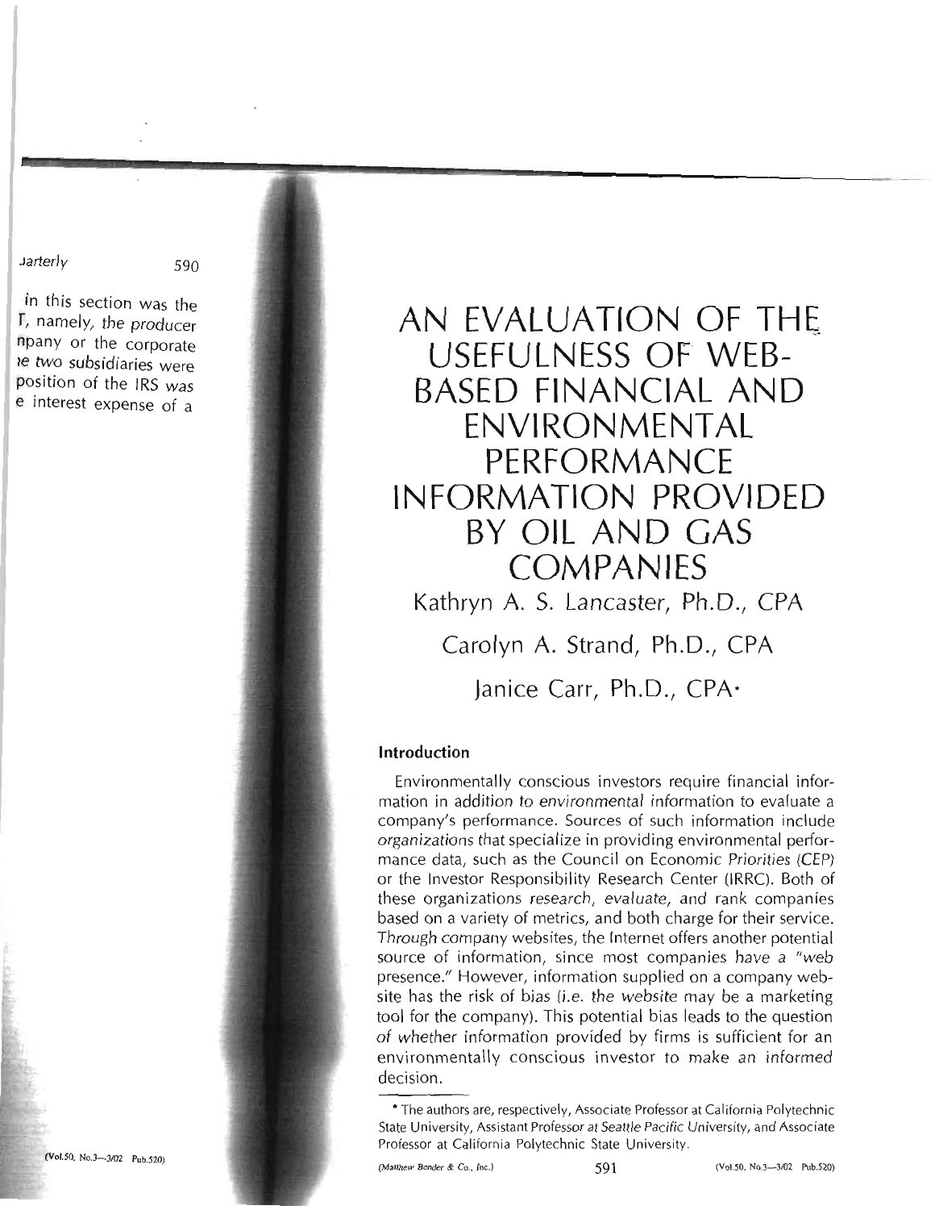# AN EVALUATION OF THE USEFULNESS OF WEB-BASED FINANCIAL AND ENVIRONMENTAL PERFORMANCE INFORMATION PROVIDED BY OIL AND GAS COMPANIES

Kathryn A. S. Lancaster, Ph.D., CPA

Carolyn A. Strand, Ph.D., CPA

Janice Carr, Ph.D., CPA*

## Introduction

Environmentally conscious investors require financial information in addition to environmental information to evaluate a company's performance. Sources of such information include organizations that specialize in providing environmental performance data, such as the Council on Economic Priorities (CEP) or the Investor Responsibility Research Center (IRRC). Both of these organizations research, evaluate, and rank companies based on a variety of metrics, and both charge for their service. Through company websites, the Internet offers another potential source of information, since most companies have a "web presence." However, information supplied on a company website has the risk of bias (i.e. the website may be a marketing tool for the company). This potential bias leads to the question of whether information provided by firms is sufficient for an environmentally conscious investor to make an informed decision.

* The authors are, respectively, Associate Professor at California Polytechnic State University, Assistant Professor at Seattle Pacific University, and Associate Professor at California Polytechnic State University.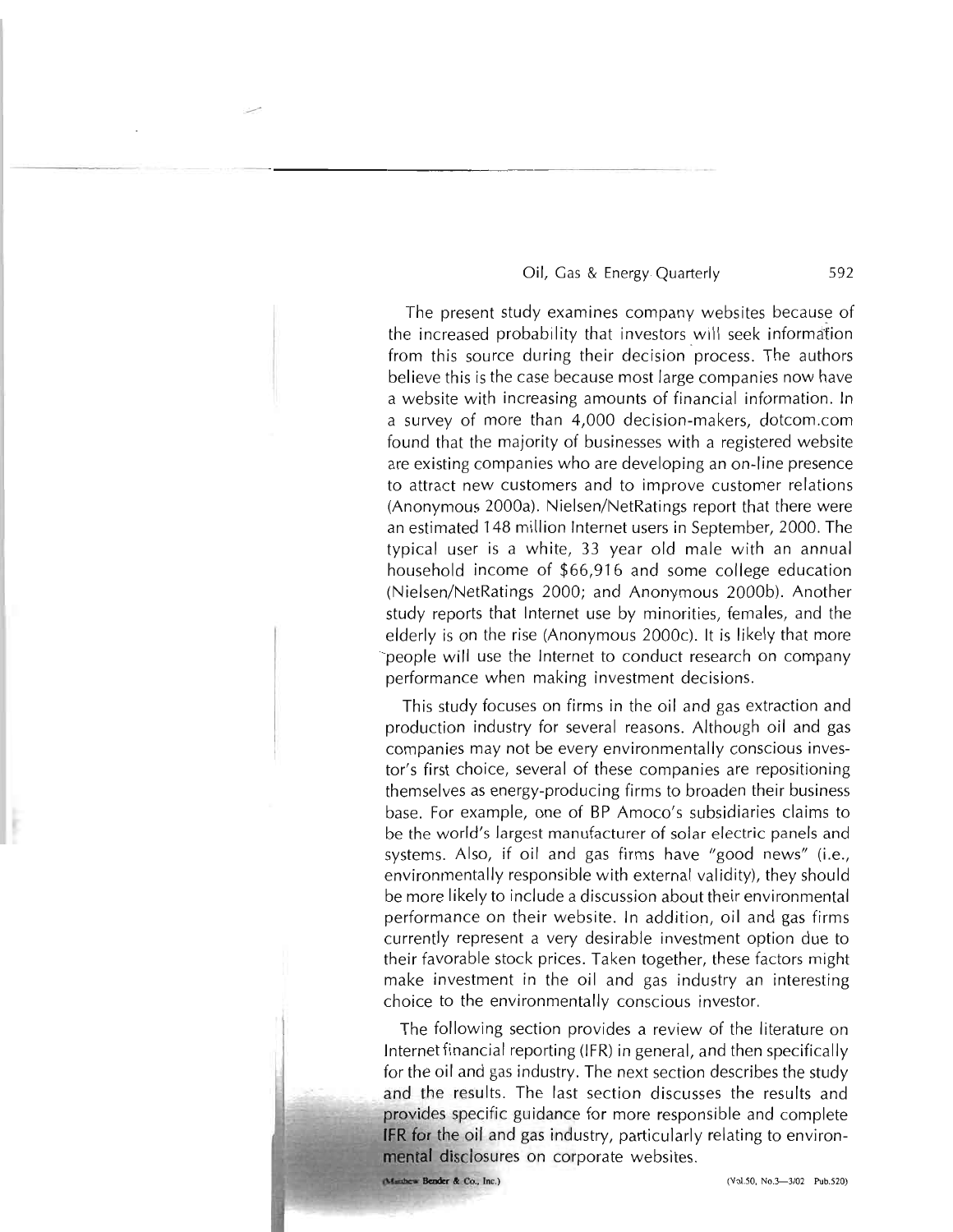The present study examines company websites because of the increased probability that investors will seek information from this source during their decision process. The authors believe this is the case because most large companies now have a website with increasing amounts of financial information. In a survey of more than 4,000 decision-makers, dotcom.com found that the majority of businesses with a registered website are existing companies who are developing an on-line presence to attract new customers and to improve customer relations (Anonymous 2000a). Nielsen/NetRatings report that there were an estimated 148 million Internet users in September, 2000. The typical user is a white, 33 year old male with an annual household income of $66,916 and some college education (Nielsen/NetRatings 2000; and Anonymous 2000b). Another study reports that Internet use by minorities, females, and the elderly is on the rise (Anonymous 2000c). It is likely that more people will use the Internet to conduct research on company performance when making investment decisions.

This study focuses on firms in the oil and gas extraction and production industry for several reasons. Although oil and gas companies may not be every environmentally conscious investor's first choice, several of these companies are repositioning themselves as energy-producing firms to broaden their business base. For example, one of BP Amoco's subsidiaries claims to be the world's largest manufacturer of solar electric panels and systems. Also, if oil and gas firms have "good news" (i.e., environmentally responsible with external validity), they should be more likely to include a discussion about their environmental performance on their website. In addition, oil and gas firms currently represent a very desirable investment option due to their favorable stock prices. Taken together, these factors might make investment in the oil and gas industry an interesting choice to the environmentally conscious investor.

The following section provides a review of the literature on Internet financial reporting (IFR) in general, and then specifically for the oil and gas industry. The next section describes the study and the results. The last section discusses the results and provides specific guidance for more responsible and complete IFR for the oil and gas industry, particularly relating to environmental disclosures on corporate websites.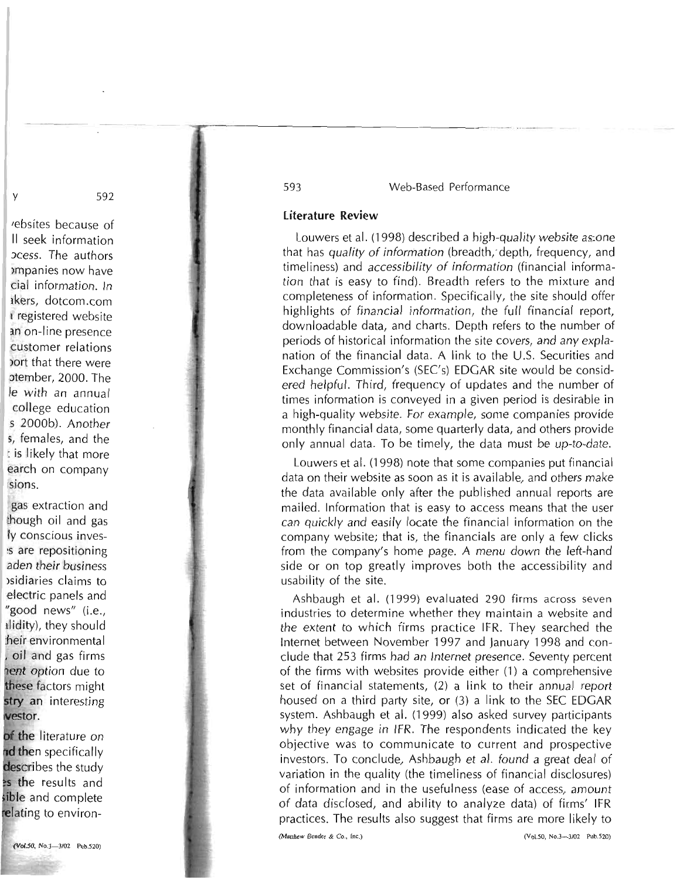## Literature Review

Louwers et al. (1998) described a high-quality website as one that has *quality of information* (breadth, depth, frequency, and timeliness) and *accessibility of information* (financial information that is easy to find). Breadth refers to the mixture and completeness of information. Specifically, the site should offer highlights of financial information, the full financial report, downloadable data, and charts. Depth refers to the number of periods of historical information the site covers, and any explanation of the financial data. A link to the U.S. Securities and Exchange Commission's (SEC's) EDGAR site would be considered helpful. Third, frequency of updates and the number of times information is conveyed in a given period is desirable in a high-quality website. For example, some companies provide monthly financial data, some quarterly data, and others provide only annual data. To be timely, the data must be up-to-date.

Louwers et al. (1998) note that some companies put financial data on their website as soon as it is available, and others make the data available only after the published annual reports are mailed. Information that is easy to access means that the user can quickly and easily locate the financial information on the company website; that is, the financials are only a few clicks from the company's home page. A menu down the left-hand side or on top greatly improves both the accessibility and usability of the site.

Ashbaugh et al. (1999) evaluated 290 firms across seven industries to determine whether they maintain a website and the extent to which firms practice IFR. They searched the Internet between November 1997 and January 1998 and conclude that 253 firms had an Internet presence. Seventy percent of the firms with websites provide either (1) a comprehensive set of financial statements, (2) a link to their annual report housed on a third party site, or (3) a link to the SEC EDGAR system. Ashbaugh et al. (1999) also asked survey participants why they engage in IFR. The respondents indicated the key objective was to communicate to current and prospective investors. To conclude, Ashbaugh et al. found a great deal of variation in the quality (the timeliness of financial disclosures) of information and in the usefulness (ease of access, amount of data disclosed, and ability to analyze data) of firms' IFR practices. The results also suggest that firms are more likely to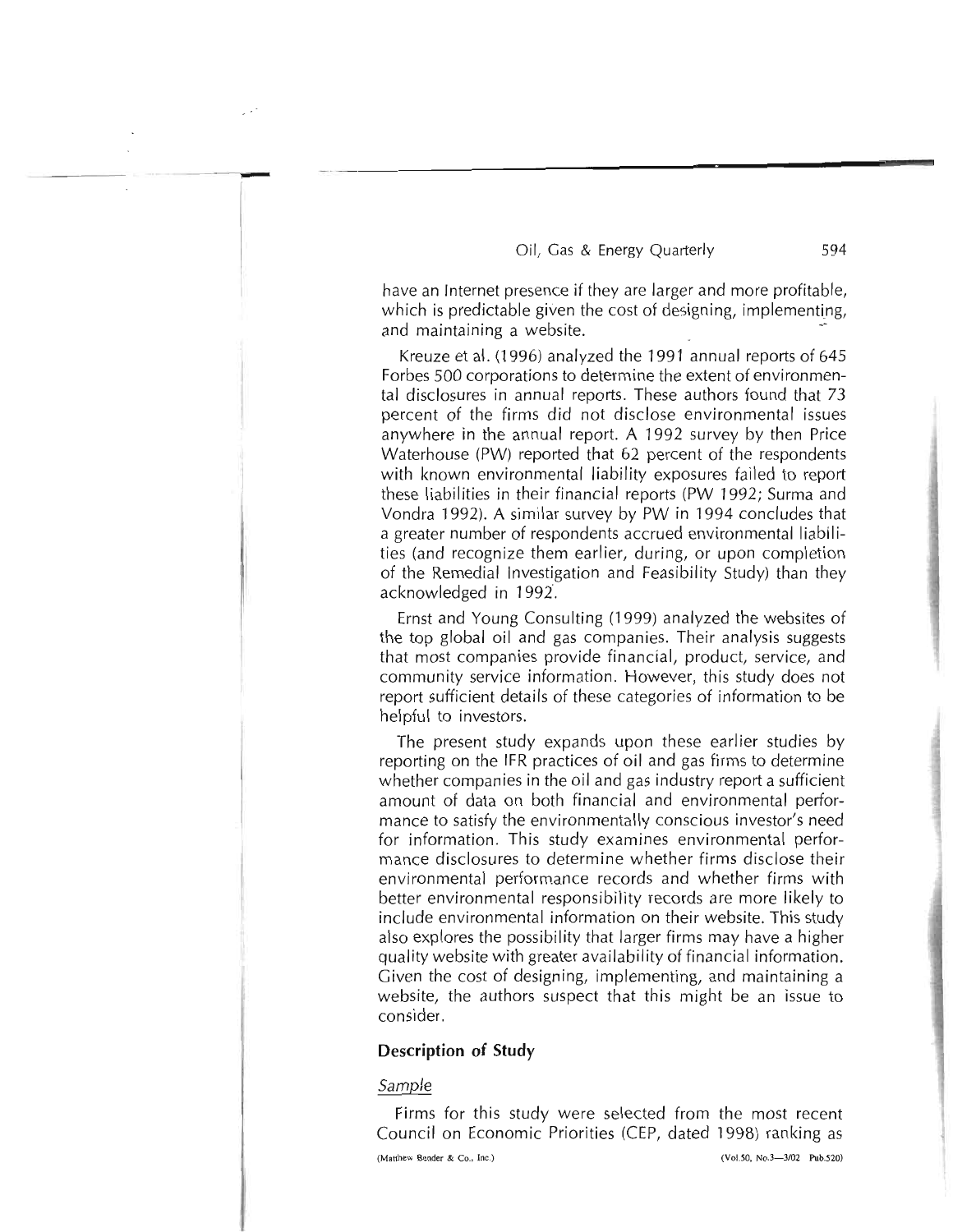have an Internet presence if they are larger and more profitable, which is predictable given the cost of designing, implementing, and maintaining a website.

Kreuze et al. (1996) analyzed the 1991 annual reports of 645 Forbes 500 corporations to determine the extent of environmental disclosures in annual reports. These authors found that 73 percent of the firms did not disclose environmental issues anywhere in the annual report. A 1992 survey by then Price Waterhouse (PW) reported that 62 percent of the respondents with known environmental liability exposures failed to report these liabilities in their financial reports (PW 1992; Surma and Vondra 1992). A similar survey by PW in 1994 concludes that a greater number of respondents accrued environmental liabilities (and recognize them earlier, during, or upon completion of the Remedial Investigation and Feasibility Study) than they acknowledged in 1992.

Ernst and Young Consulting (1999) analyzed the websites of the top global oil and gas companies. Their analysis suggests that most companies provide financial, product, service, and community service information. However, this study does not report sufficient details of these categories of information to be helpful to investors.

The present study expands upon these earlier studies by reporting on the IFR practices of oil and gas firms to determine whether companies in the oil and gas industry report a sufficient amount of data on both financial and environmental performance to satisfy the environmentally conscious investor's need for information. This study examines environmental performance disclosures to determine whether firms disclose their environmental performance records and whether firms with better environmental responsibility records are more likely to include environmental information on their website. This study also explores the possibility that larger firms may have a higher quality website with greater availability of financial information. Given the cost of designing, implementing, and maintaining a website, the authors suspect that this might be an issue to consider.

## Description of Study

### *Sample*

Firms for this study were selected from the most recent Council on Economic Priorities (CEP, dated 1998) ranking as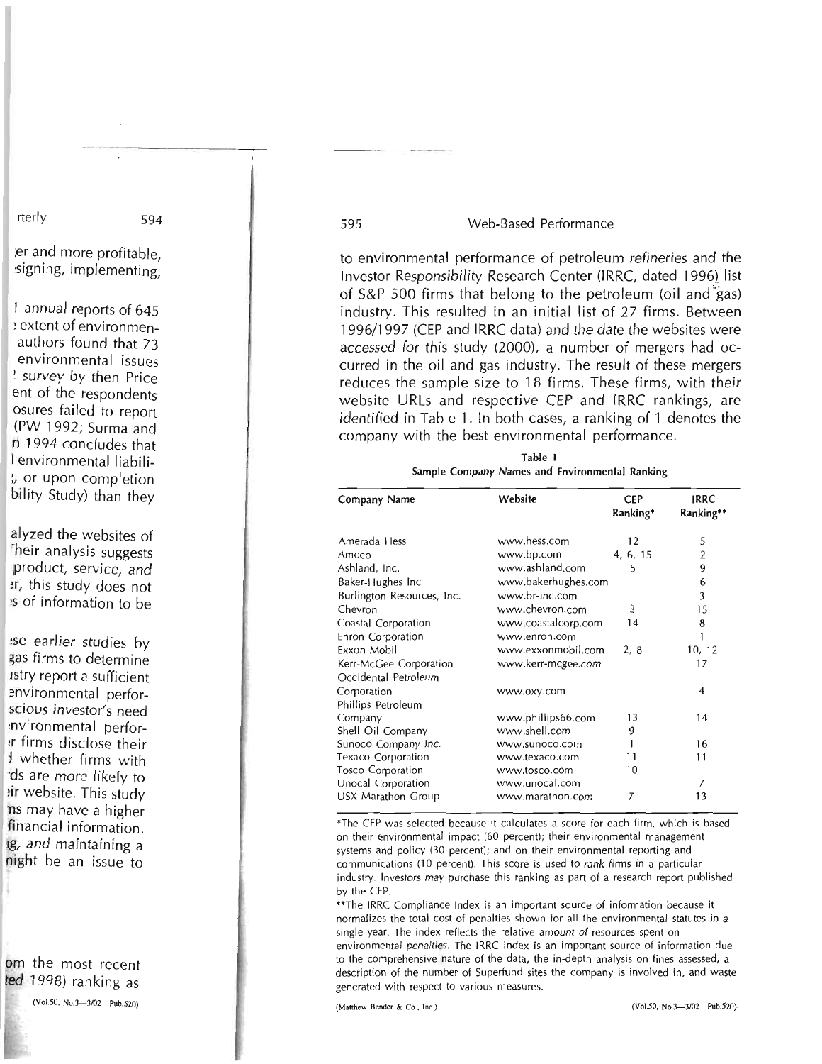to environmental performance of petroleum refineries and the Investor Responsibility Research Center (IRRC, dated 1996) list of S&P 500 firms that belong to the petroleum (oil and gas) industry. This resulted in an initial list of 27 firms. Between 1996/1997 (CEP and IRRC data) and the date the websites were accessed for this study (2000), a number of mergers had occurred in the oil and gas industry. The result of these mergers reduces the sample size to 18 firms. These firms, with their website URLs and respective CEP and IRRC rankings, are identified in Table 1. In both cases, a ranking of 1 denotes the company with the best environmental performance.

**Table 1**
**Sample Company Names and Environmental Ranking**

| Company Name | Website | CEP Ranking* | IRRC Ranking** |
|---|---|---|---|
| Amerada Hess | www.hess.com | 12 | 5 |
| Amoco | www.bp.com | 4, 6, 15 | 2 |
| Ashland, Inc. | www.ashland.com | 5 | 9 |
| Baker-Hughes Inc | www.bakerhughes.com | | 6 |
| Burlington Resources, Inc. | www.br-inc.com | | 3 |
| Chevron | www.chevron.com | 3 | 15 |
| Coastal Corporation | www.coastalcorp.com | 14 | 8 |
| Enron Corporation | www.enron.com | | 1 |
| Exxon Mobil | www.exxonmobil.com | 2, 8 | 10, 12 |
| Kerr-McGee Corporation | www.kerr-mcgee.com | | 17 |
| Occidental Petroleum Corporation | www.oxy.com | | 4 |
| Phillips Petroleum Company | www.phillips66.com | 13 | 14 |
| Shell Oil Company | www.shell.com | 9 | |
| Sunoco Company Inc. | www.sunoco.com | 1 | 16 |
| Texaco Corporation | www.texaco.com | 11 | 11 |
| Tosco Corporation | www.tosco.com | 10 | |
| Unocal Corporation | www.unocal.com | | 7 |
| USX Marathon Group | www.marathon.com | 7 | 13 |

*The CEP was selected because it calculates a score for each firm, which is based on their environmental impact (60 percent); their environmental management systems and policy (30 percent); and on their environmental reporting and communications (10 percent). This score is used to rank firms in a particular industry. Investors may purchase this ranking as part of a research report published by the CEP.

**The IRRC Compliance Index is an important source of information because it normalizes the total cost of penalties shown for all the environmental statutes in a single year. The index reflects the relative amount of resources spent on environmental penalties. The IRRC Index is an important source of information due to the comprehensive nature of the data, the in-depth analysis on fines assessed, a description of the number of Superfund sites the company is involved in, and waste generated with respect to various measures.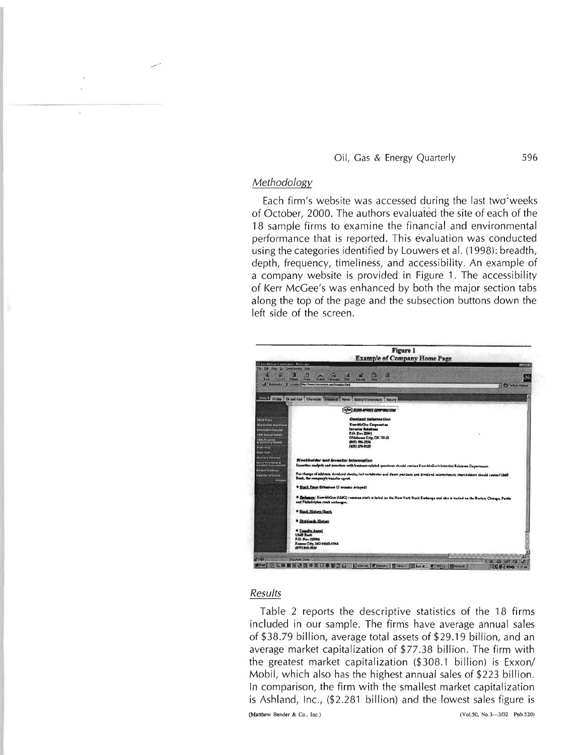### *Methodology*

Each firm's website was accessed during the last two weeks of October, 2000. The authors evaluated the site of each of the 18 sample firms to examine the financial and environmental performance that is reported. This evaluation was conducted using the categories identified by Louwers et al. (1998): breadth, depth, frequency, timeliness, and accessibility. An example of a company website is provided in Figure 1. The accessibility of Kerr McGee's was enhanced by both the major section tabs along the top of the page and the subsection buttons down the left side of the screen.

**Figure 1**
**Example of Company Home Page**

### *Results*

Table 2 reports the descriptive statistics of the 18 firms included in our sample. The firms have average annual sales of \$38.79 billion, average total assets of \$29.19 billion, and an average market capitalization of \$77.38 billion. The firm with the greatest market capitalization (\$308.1 billion) is Exxon/Mobil, which also has the highest annual sales of \$223 billion. In comparison, the firm with the smallest market capitalization is Ashland, Inc., (\$2.281 billion) and the lowest sales figure is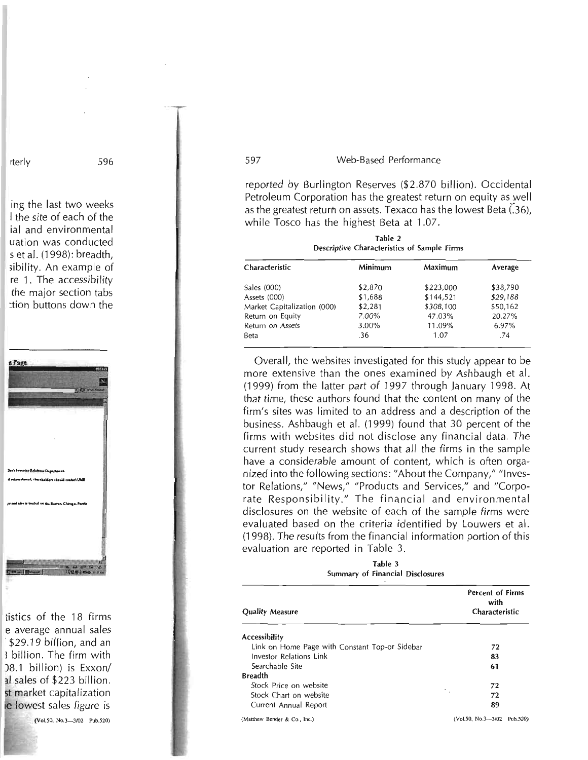reported by Burlington Reserves ($2.870 billion). Occidental Petroleum Corporation has the greatest return on equity as well as the greatest return on assets. Texaco has the lowest Beta (.36), while Tosco has the highest Beta at 1.07.

**Table 2**
**Descriptive Characteristics of Sample Firms**

| Characteristic | Minimum | Maximum | Average |
|---|---|---|---|
| Sales (000) | $2,870 | $223,000 | $38,790 |
| Assets (000) | $1,688 | $144,521 | $29,188 |
| Market Capitalization (000) | $2,281 | $308,100 | $50,162 |
| Return on Equity | 7.00% | 47.03% | 20.27% |
| Return on Assets | 3.00% | 11.09% | 6.97% |
| Beta | .36 | 1.07 | .74 |

Overall, the websites investigated for this study appear to be more extensive than the ones examined by Ashbaugh et al. (1999) from the latter part of 1997 through January 1998. At that time, these authors found that the content on many of the firm's sites was limited to an address and a description of the business. Ashbaugh et al. (1999) found that 30 percent of the firms with websites did not disclose any financial data. The current study research shows that all the firms in the sample have a considerable amount of content, which is often organized into the following sections: "About the Company," "Investor Relations," "News," "Products and Services," and "Corporate Responsibility." The financial and environmental disclosures on the website of each of the sample firms were evaluated based on the criteria identified by Louwers et al. (1998). The results from the financial information portion of this evaluation are reported in Table 3.

**Table 3**
**Summary of Financial Disclosures**

| Quality Measure | Percent of Firms with Characteristic |
|---|---|
| **Accessibility** | |
| Link on Home Page with Constant Top-or Sidebar | 72 |
| Investor Relations Link | 83 |
| Searchable Site | 61 |
| **Breadth** | |
| Stock Price on website | 72 |
| Stock Chart on website | 72 |
| Current Annual Report | 89 |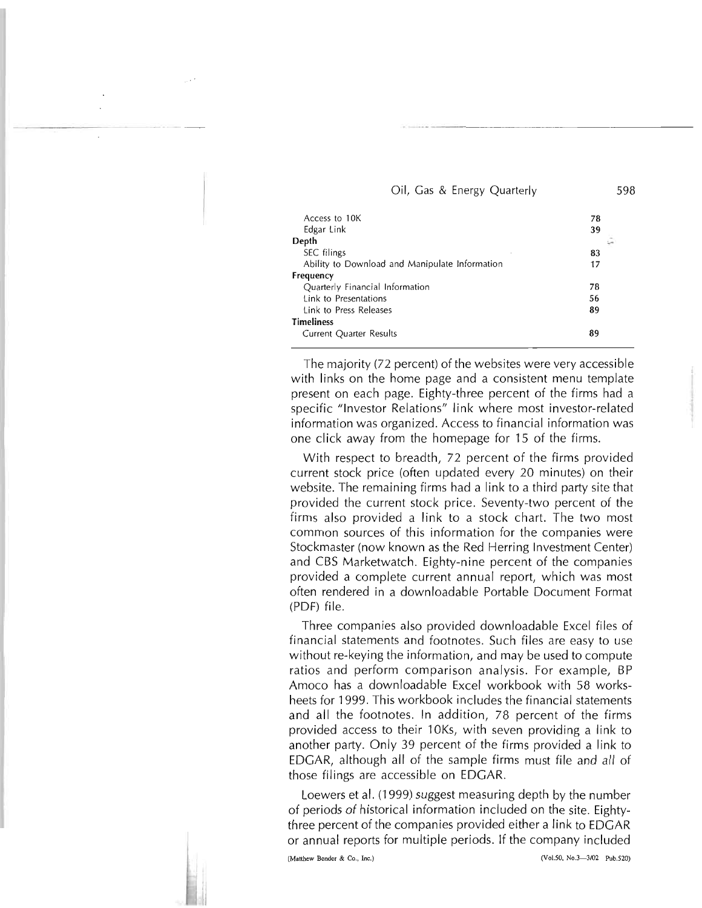| | |
|---|---|
| Access to 10K | 78 |
| Edgar Link | 39 |
| **Depth** | |
| SEC filings | 83 |
| Ability to Download and Manipulate Information | 17 |
| **Frequency** | |
| Quarterly Financial Information | 78 |
| Link to Presentations | 56 |
| Link to Press Releases | 89 |
| **Timeliness** | |
| Current Quarter Results | 89 |

The majority (72 percent) of the websites were very accessible with links on the home page and a consistent menu template present on each page. Eighty-three percent of the firms had a specific "Investor Relations" link where most investor-related information was organized. Access to financial information was one click away from the homepage for 15 of the firms.

With respect to breadth, 72 percent of the firms provided current stock price (often updated every 20 minutes) on their website. The remaining firms had a link to a third party site that provided the current stock price. Seventy-two percent of the firms also provided a link to a stock chart. The two most common sources of this information for the companies were Stockmaster (now known as the Red Herring Investment Center) and CBS Marketwatch. Eighty-nine percent of the companies provided a complete current annual report, which was most often rendered in a downloadable Portable Document Format (PDF) file.

Three companies also provided downloadable Excel files of financial statements and footnotes. Such files are easy to use without re-keying the information, and may be used to compute ratios and perform comparison analysis. For example, BP Amoco has a downloadable Excel workbook with 58 worksheets for 1999. This workbook includes the financial statements and all the footnotes. In addition, 78 percent of the firms provided access to their 10Ks, with seven providing a link to another party. Only 39 percent of the firms provided a link to EDGAR, although all of the sample firms must file and *all* of those filings are accessible on EDGAR.

Loewers et al. (1999) suggest measuring depth by the number of periods of historical information included on the site. Eighty-three percent of the companies provided either a link to EDGAR or annual reports for multiple periods. If the company included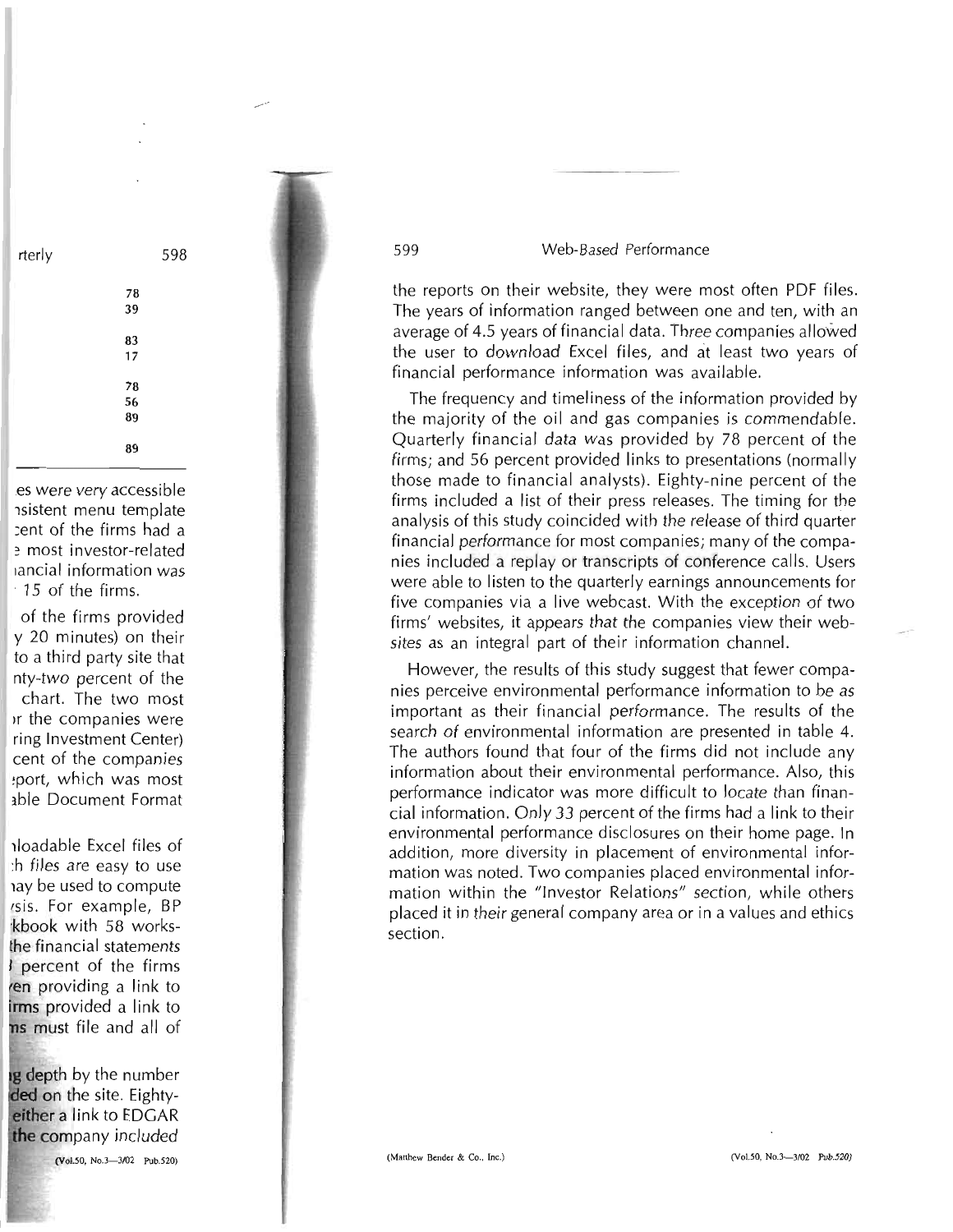the reports on their website, they were most often PDF files. The years of information ranged between one and ten, with an average of 4.5 years of financial data. Three companies allowed the user to download Excel files, and at least two years of financial performance information was available.

The frequency and timeliness of the information provided by the majority of the oil and gas companies is commendable. Quarterly financial data was provided by 78 percent of the firms; and 56 percent provided links to presentations (normally those made to financial analysts). Eighty-nine percent of the firms included a list of their press releases. The timing for the analysis of this study coincided with the release of third quarter financial performance for most companies; many of the companies included a replay or transcripts of conference calls. Users were able to listen to the quarterly earnings announcements for five companies via a live webcast. With the exception of two firms' websites, it appears that the companies view their websites as an integral part of their information channel.

However, the results of this study suggest that fewer companies perceive environmental performance information to be as important as their financial performance. The results of the search of environmental information are presented in table 4. The authors found that four of the firms did not include any information about their environmental performance. Also, this performance indicator was more difficult to locate than financial information. Only 33 percent of the firms had a link to their environmental performance disclosures on their home page. In addition, more diversity in placement of environmental information was noted. Two companies placed environmental information within the "Investor Relations" section, while others placed it in their general company area or in a values and ethics section.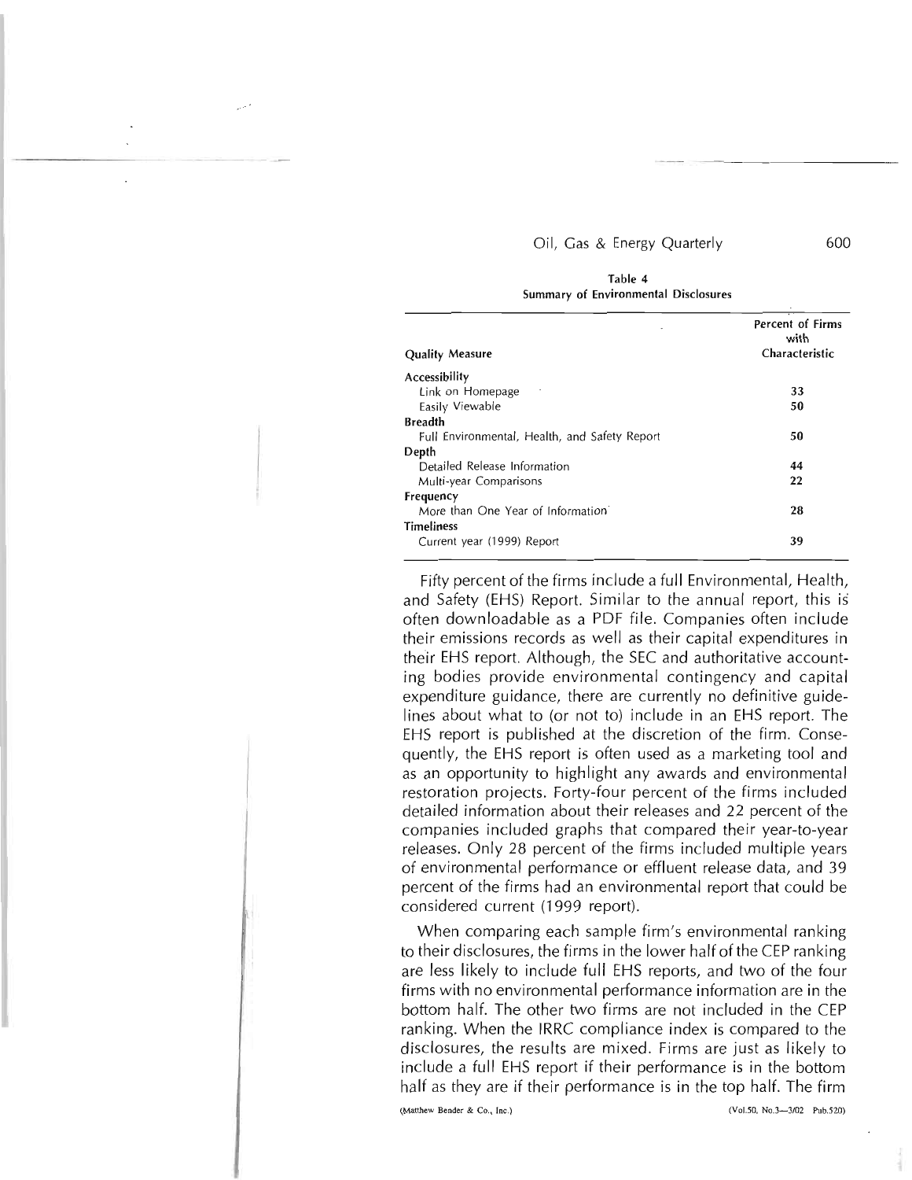Table 4
Summary of Environmental Disclosures

| Quality Measure | Percent of Firms with Characteristic |
|---|---|
| **Accessibility** | |
| Link on Homepage | 33 |
| Easily Viewable | 50 |
| **Breadth** | |
| Full Environmental, Health, and Safety Report | 50 |
| **Depth** | |
| Detailed Release Information | 44 |
| Multi-year Comparisons | 22 |
| **Frequency** | |
| More than One Year of Information | 28 |
| **Timeliness** | |
| Current year (1999) Report | 39 |

Fifty percent of the firms include a full Environmental, Health, and Safety (EHS) Report. Similar to the annual report, this is often downloadable as a PDF file. Companies often include their emissions records as well as their capital expenditures in their EHS report. Although, the SEC and authoritative accounting bodies provide environmental contingency and capital expenditure guidance, there are currently no definitive guidelines about what to (or not to) include in an EHS report. The EHS report is published at the discretion of the firm. Consequently, the EHS report is often used as a marketing tool and as an opportunity to highlight any awards and environmental restoration projects. Forty-four percent of the firms included detailed information about their releases and 22 percent of the companies included graphs that compared their year-to-year releases. Only 28 percent of the firms included multiple years of environmental performance or effluent release data, and 39 percent of the firms had an environmental report that could be considered current (1999 report).

When comparing each sample firm's environmental ranking to their disclosures, the firms in the lower half of the CEP ranking are less likely to include full EHS reports, and two of the four firms with no environmental performance information are in the bottom half. The other two firms are not included in the CEP ranking. When the IRRC compliance index is compared to the disclosures, the results are mixed. Firms are just as likely to include a full EHS report if their performance is in the bottom half as they are if their performance is in the top half. The firm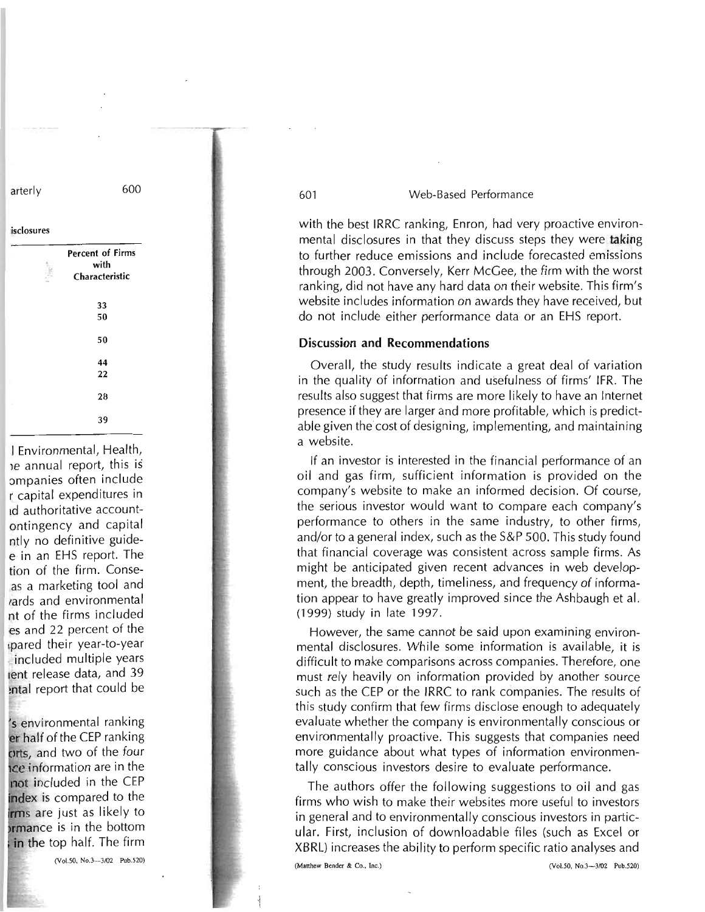with the best IRRC ranking, Enron, had very proactive environmental disclosures in that they discuss steps they were taking to further reduce emissions and include forecasted emissions through 2003. Conversely, Kerr McGee, the firm with the worst ranking, did not have any hard data on their website. This firm's website includes information on awards they have received, but do not include either performance data or an EHS report.

## Discussion and Recommendations

Overall, the study results indicate a great deal of variation in the quality of information and usefulness of firms' IFR. The results also suggest that firms are more likely to have an Internet presence if they are larger and more profitable, which is predictable given the cost of designing, implementing, and maintaining a website.

If an investor is interested in the financial performance of an oil and gas firm, sufficient information is provided on the company's website to make an informed decision. Of course, the serious investor would want to compare each company's performance to others in the same industry, to other firms, and/or to a general index, such as the S&P 500. This study found that financial coverage was consistent across sample firms. As might be anticipated given recent advances in web development, the breadth, depth, timeliness, and frequency of information appear to have greatly improved since the Ashbaugh et al. (1999) study in late 1997.

However, the same cannot be said upon examining environmental disclosures. While some information is available, it is difficult to make comparisons across companies. Therefore, one must rely heavily on information provided by another source such as the CEP or the IRRC to rank companies. The results of this study confirm that few firms disclose enough to adequately evaluate whether the company is environmentally conscious or environmentally proactive. This suggests that companies need more guidance about what types of information environmentally conscious investors desire to evaluate performance.

The authors offer the following suggestions to oil and gas firms who wish to make their websites more useful to investors in general and to environmentally conscious investors in particular. First, inclusion of downloadable files (such as Excel or XBRL) increases the ability to perform specific ratio analyses and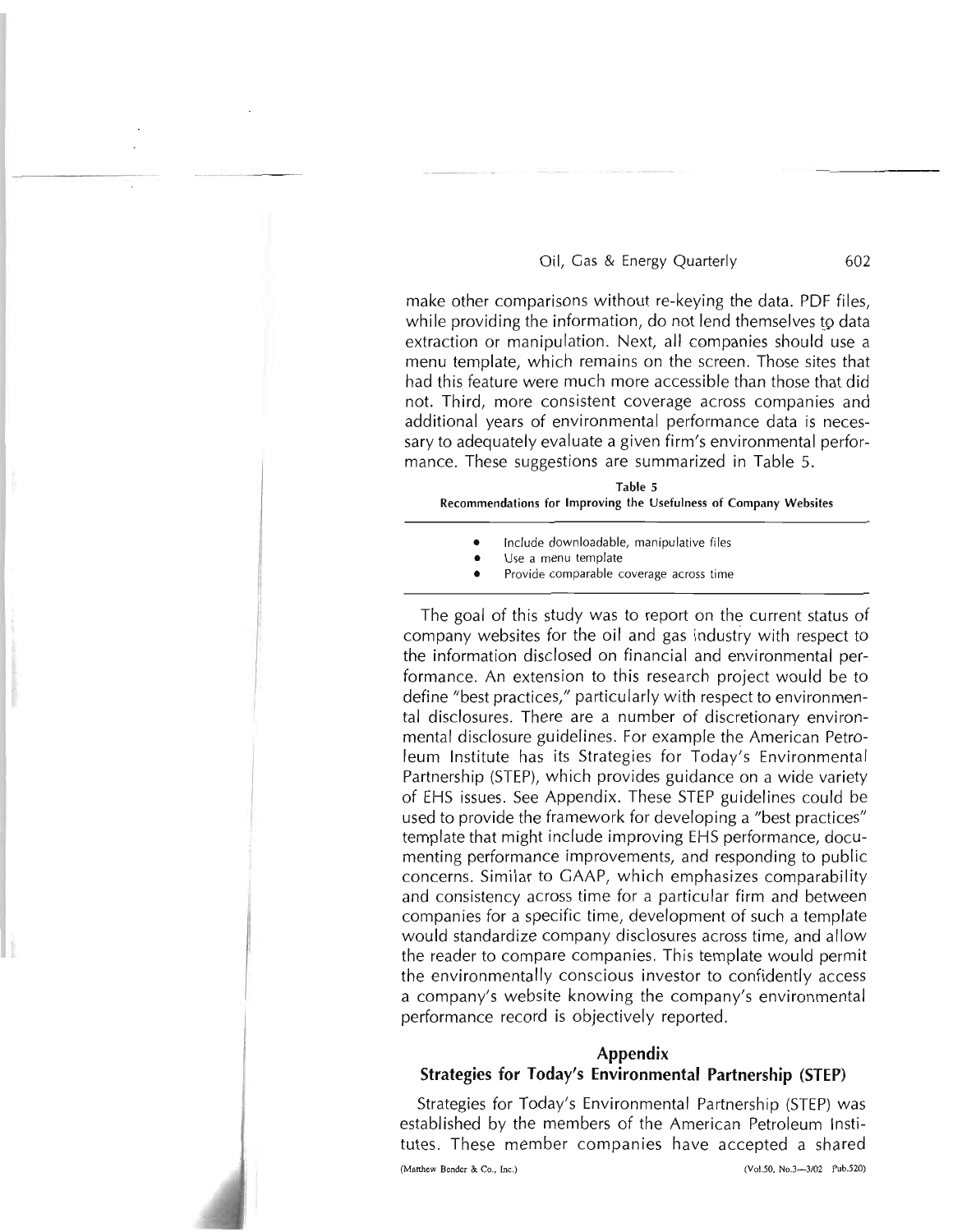make other comparisons without re-keying the data. PDF files, while providing the information, do not lend themselves to data extraction or manipulation. Next, all companies should use a menu template, which remains on the screen. Those sites that had this feature were much more accessible than those that did not. Third, more consistent coverage across companies and additional years of environmental performance data is necessary to adequately evaluate a given firm's environmental performance. These suggestions are summarized in Table 5.

**Table 5**
**Recommendations for Improving the Usefulness of Company Websites**

- Include downloadable, manipulative files
- Use a menu template
- Provide comparable coverage across time

The goal of this study was to report on the current status of company websites for the oil and gas industry with respect to the information disclosed on financial and environmental performance. An extension to this research project would be to define "best practices," particularly with respect to environmental disclosures. There are a number of discretionary environmental disclosure guidelines. For example the American Petroleum Institute has its Strategies for Today's Environmental Partnership (STEP), which provides guidance on a wide variety of EHS issues. See Appendix. These STEP guidelines could be used to provide the framework for developing a "best practices" template that might include improving EHS performance, documenting performance improvements, and responding to public concerns. Similar to GAAP, which emphasizes comparability and consistency across time for a particular firm and between companies for a specific time, development of such a template would standardize company disclosures across time, and allow the reader to compare companies. This template would permit the environmentally conscious investor to confidently access a company's website knowing the company's environmental performance record is objectively reported.

## Appendix
## Strategies for Today's Environmental Partnership (STEP)

Strategies for Today's Environmental Partnership (STEP) was established by the members of the American Petroleum Institutes. These member companies have accepted a shared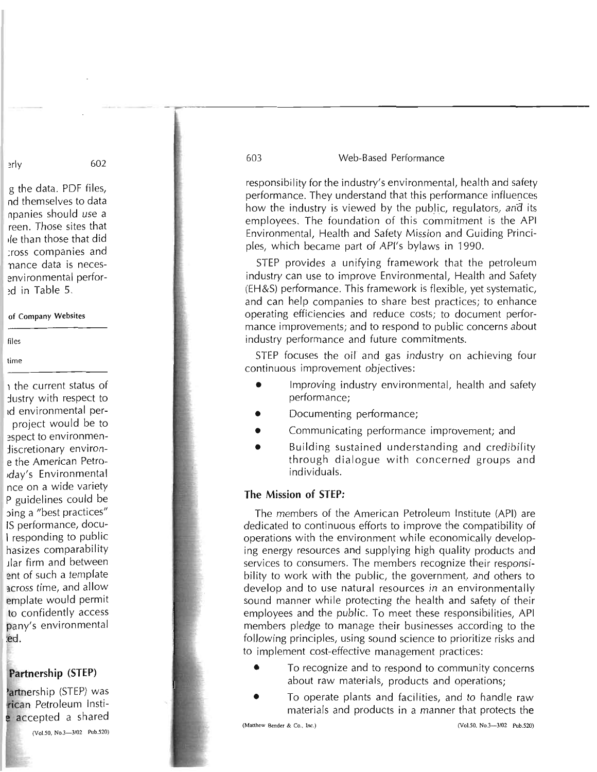responsibility for the industry's environmental, health and safety performance. They understand that this performance influences how the industry is viewed by the public, regulators, and its employees. The foundation of this commitment is the API Environmental, Health and Safety Mission and Guiding Principles, which became part of API's bylaws in 1990.

STEP provides a unifying framework that the petroleum industry can use to improve Environmental, Health and Safety (EH&S) performance. This framework is flexible, yet systematic, and can help companies to share best practices; to enhance operating efficiencies and reduce costs; to document performance improvements; and to respond to public concerns about industry performance and future commitments.

STEP focuses the oil and gas industry on achieving four continuous improvement objectives:

- Improving industry environmental, health and safety performance;
- Documenting performance;
- Communicating performance improvement; and
- Building sustained understanding and credibility through dialogue with concerned groups and individuals.

### The Mission of STEP:

The members of the American Petroleum Institute (API) are dedicated to continuous efforts to improve the compatibility of operations with the environment while economically developing energy resources and supplying high quality products and services to consumers. The members recognize their responsibility to work with the public, the government, and others to develop and to use natural resources in an environmentally sound manner while protecting the health and safety of their employees and the public. To meet these responsibilities, API members pledge to manage their businesses according to the following principles, using sound science to prioritize risks and to implement cost-effective management practices:

- To recognize and to respond to community concerns about raw materials, products and operations;
- To operate plants and facilities, and to handle raw materials and products in a manner that protects the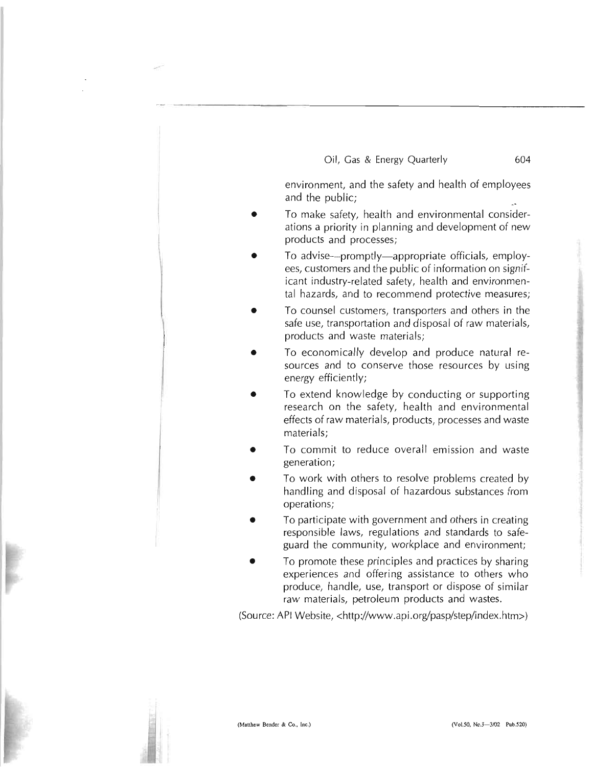environment, and the safety and health of employees and the public;

- To make safety, health and environmental considerations a priority in planning and development of new products and processes;
- To advise—promptly—appropriate officials, employees, customers and the public of information on significant industry-related safety, health and environmental hazards, and to recommend protective measures;
- To counsel customers, transporters and others in the safe use, transportation and disposal of raw materials, products and waste materials;
- To economically develop and produce natural resources and to conserve those resources by using energy efficiently;
- To extend knowledge by conducting or supporting research on the safety, health and environmental effects of raw materials, products, processes and waste materials;
- To commit to reduce overall emission and waste generation;
- To work with others to resolve problems created by handling and disposal of hazardous substances from operations;
- To participate with government and others in creating responsible laws, regulations and standards to safeguard the community, workplace and environment;
- To promote these principles and practices by sharing experiences and offering assistance to others who produce, handle, use, transport or dispose of similar raw materials, petroleum products and wastes.

(Source: API Website, <http://www.api.org/pasp/step/index.htm>)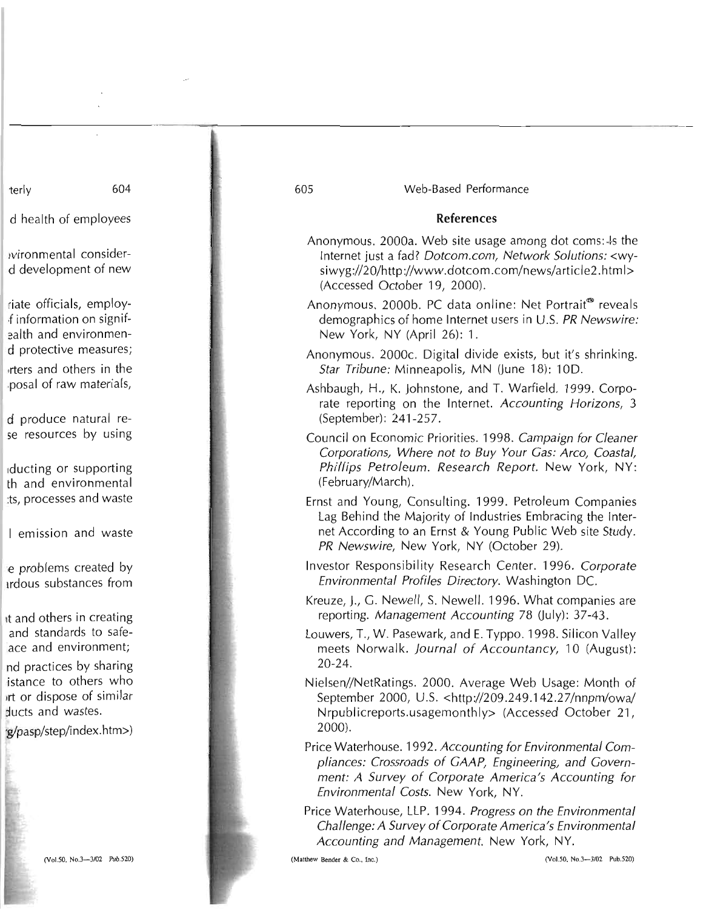## References

Anonymous. 2000a. Web site usage among dot coms: Is the Internet just a fad? *Dotcom.com, Network Solutions:* <wysiwyg://20/http://www.dotcom.com/news/article2.html> (Accessed October 19, 2000).

Anonymous. 2000b. PC data online: Net Portrait® reveals demographics of home Internet users in U.S. *PR Newswire:* New York, NY (April 26): 1.

Anonymous. 2000c. Digital divide exists, but it's shrinking. *Star Tribune:* Minneapolis, MN (June 18): 10D.

Ashbaugh, H., K. Johnstone, and T. Warfield. 1999. Corporate reporting on the Internet. *Accounting Horizons,* 3 (September): 241-257.

Council on Economic Priorities. 1998. *Campaign for Cleaner Corporations, Where not to Buy Your Gas: Arco, Coastal, Phillips Petroleum. Research Report.* New York, NY: (February/March).

Ernst and Young, Consulting. 1999. Petroleum Companies Lag Behind the Majority of Industries Embracing the Internet According to an Ernst & Young Public Web site Study. *PR Newswire,* New York, NY (October 29).

Investor Responsibility Research Center. 1996. *Corporate Environmental Profiles Directory.* Washington DC.

Kreuze, J., G. Newell, S. Newell. 1996. What companies are reporting. *Management Accounting* 78 (July): 37-43.

Louwers, T., W. Pasewark, and E. Typpo. 1998. Silicon Valley meets Norwalk. *Journal of Accountancy,* 10 (August): 20-24.

Nielsen//NetRatings. 2000. Average Web Usage: Month of September 2000, U.S. <http://209.249.142.27/nnpm/owa/Nrpublicreports.usagemonthly> (Accessed October 21, 2000).

Price Waterhouse. 1992. *Accounting for Environmental Compliances: Crossroads of GAAP, Engineering, and Government: A Survey of Corporate America's Accounting for Environmental Costs.* New York, NY.

Price Waterhouse, LLP. 1994. *Progress on the Environmental Challenge: A Survey of Corporate America's Environmental Accounting and Management.* New York, NY.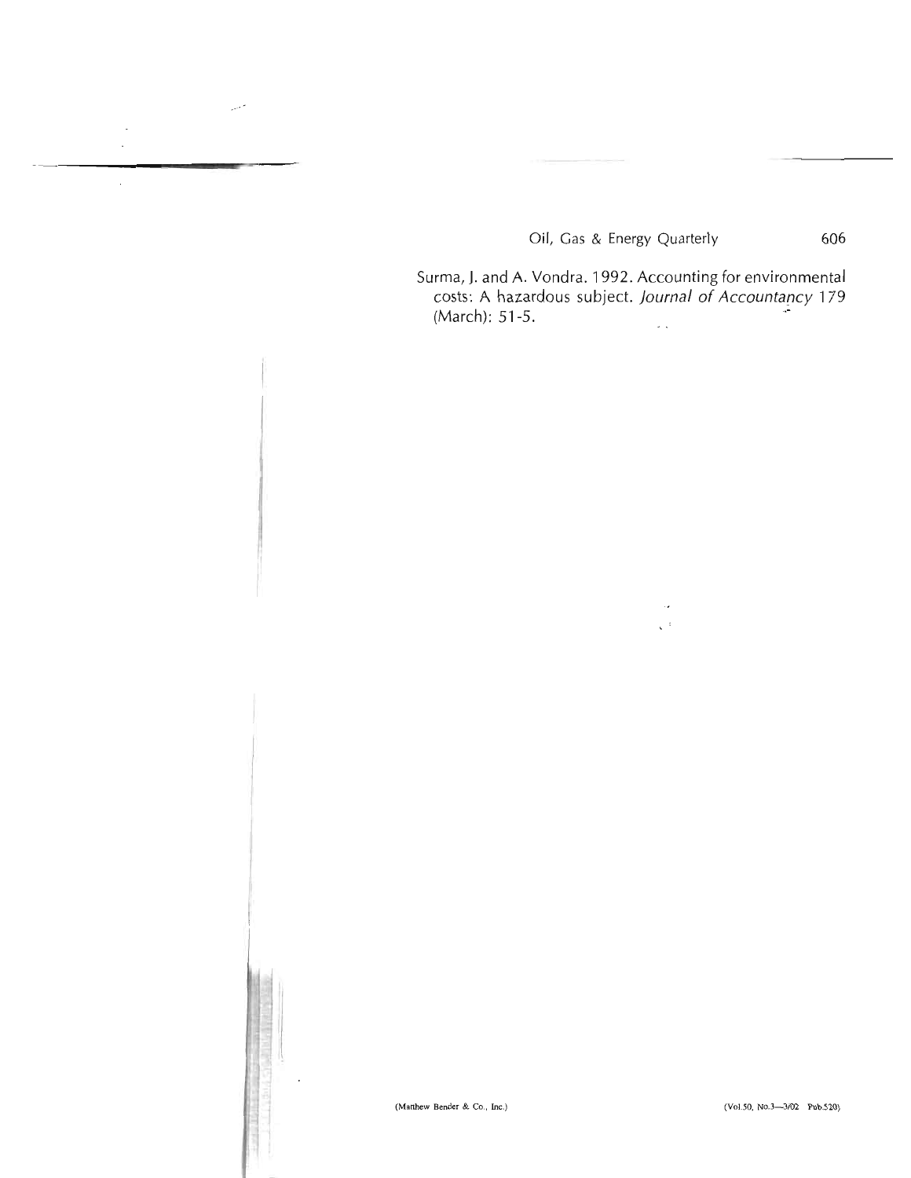Surma, J. and A. Vondra. 1992. Accounting for environmental costs: A hazardous subject. *Journal of Accountancy* 179 (March): 51-5.